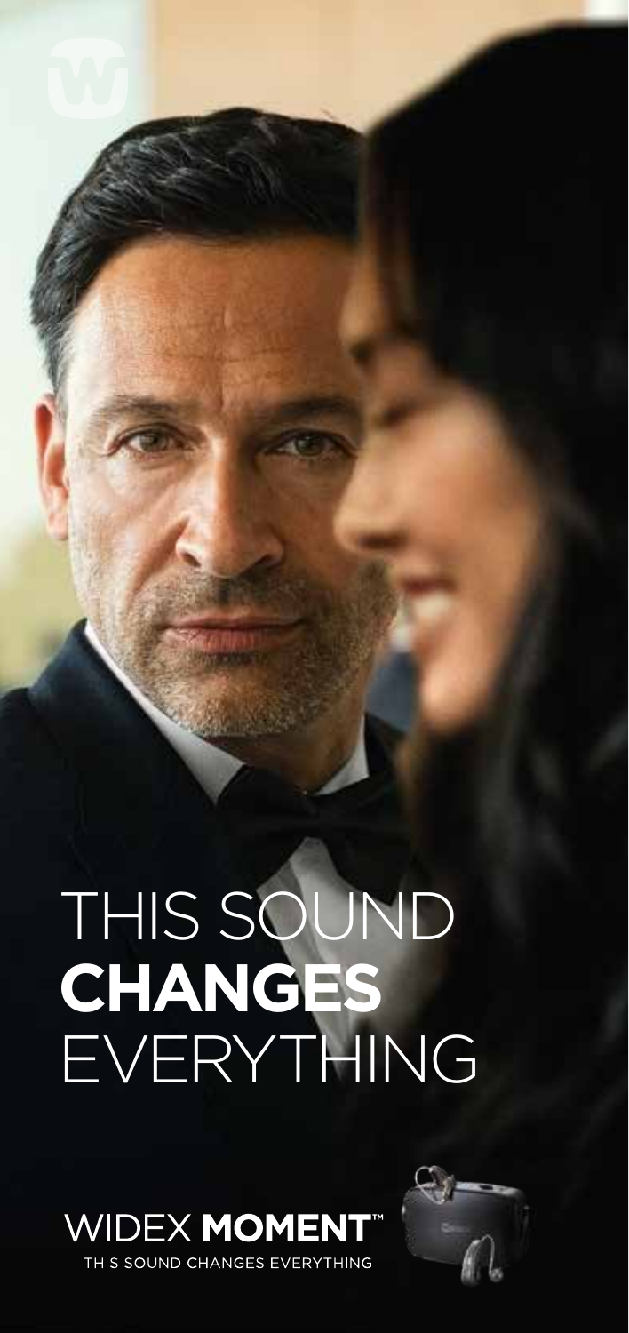# THIS SOUND **CHANGES** EVERYTHING

WIDEX **MOMENT**™

THIS SOUND CHANGES EVERYTHING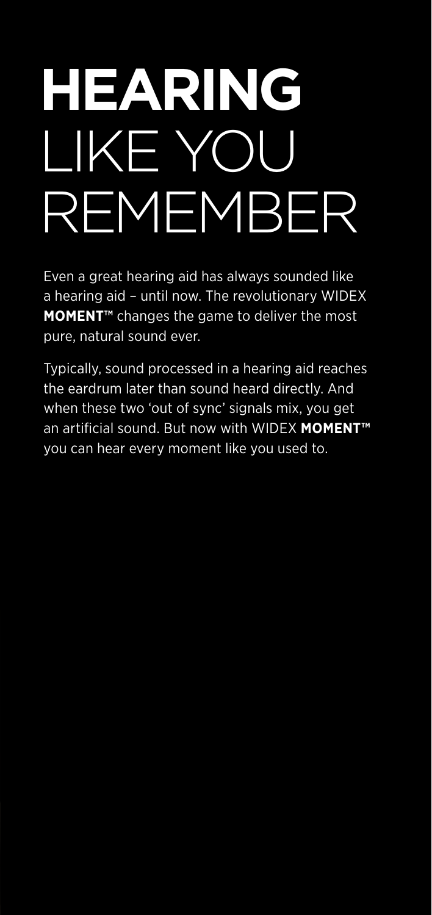# **HEARING** LIKE YOU REMEMBER

Even a great hearing aid has always sounded like a hearing aid – until now. The revolutionary WIDEX **MOMENT™** changes the game to deliver the most pure, natural sound ever.

Typically, sound processed in a hearing aid reaches the eardrum later than sound heard directly. And when these two 'out of sync' signals mix, you get an artificial sound. But now with WIDEX **MOMENT™** you can hear every moment like you used to.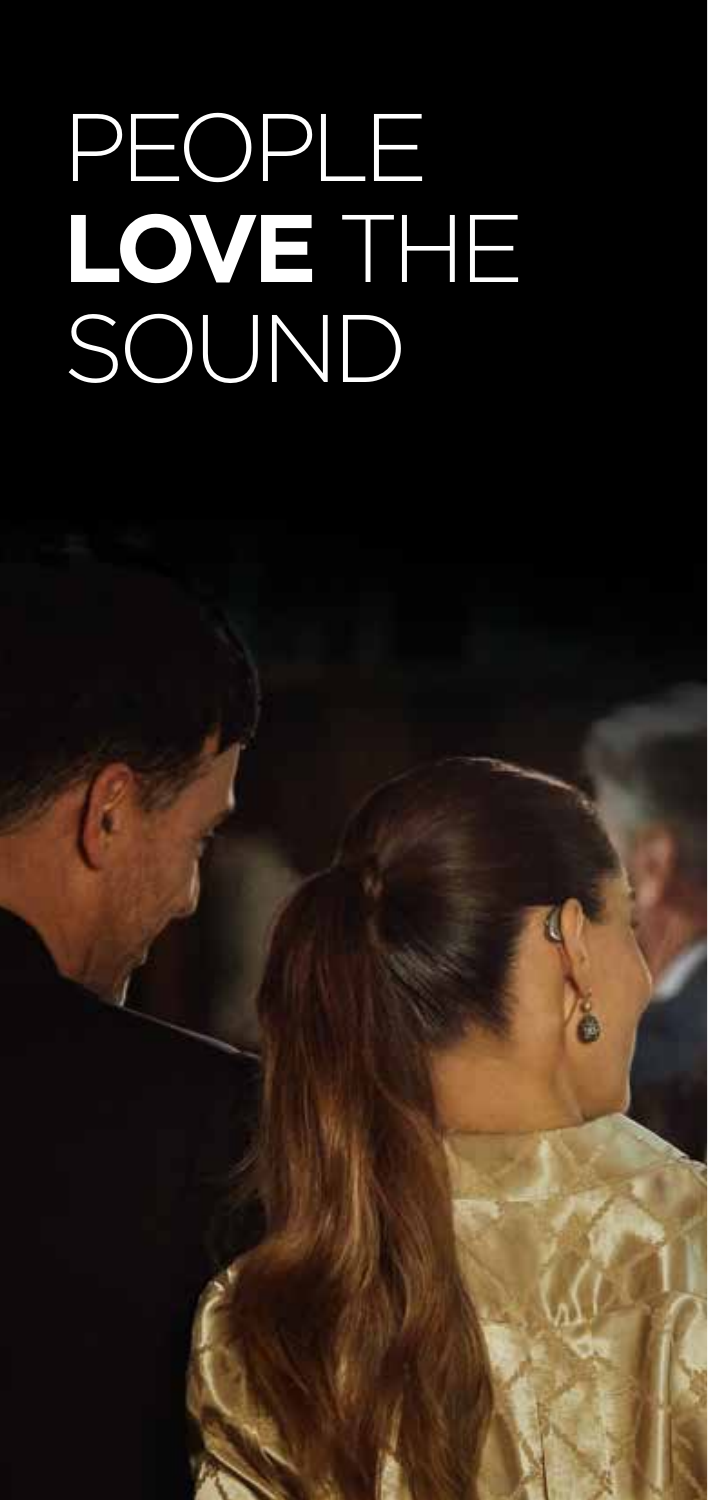# PEOPLE **LOVE** THE SOUND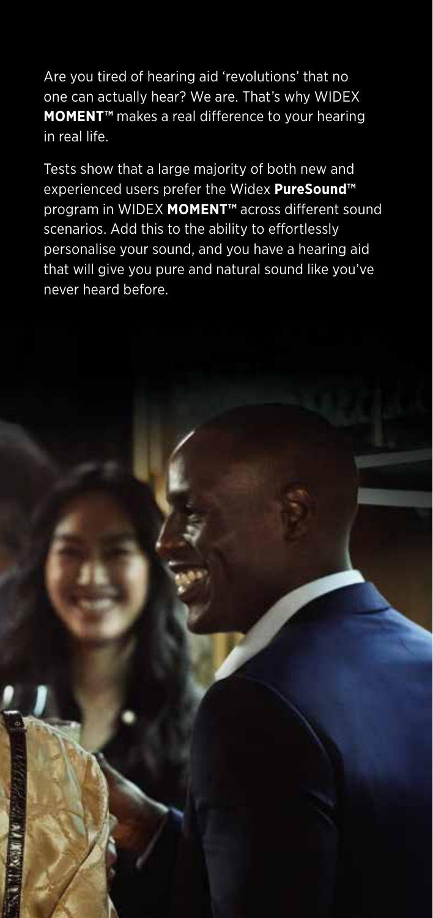Are you tired of hearing aid 'revolutions' that no one can actually hear? We are. That's why WIDEX **MOMENT™** makes a real difference to your hearing in real life.

Tests show that a large majority of both new and experienced users prefer the Widex **PureSound™** program in WIDEX **MOMENT™** across different sound scenarios. Add this to the ability to effortlessly personalise your sound, and you have a hearing aid that will give you pure and natural sound like you've never heard before.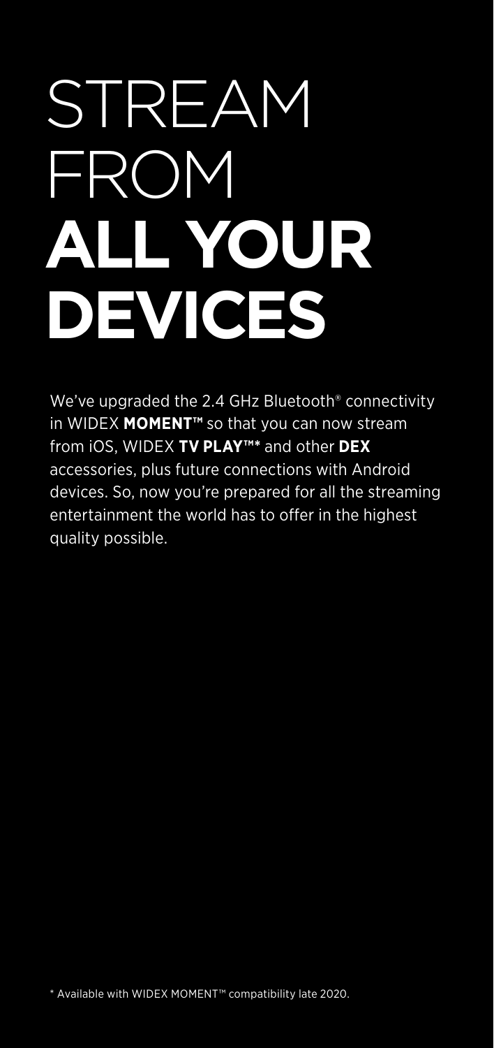# STREAM FROM **ALL YOUR DEVICES**

We've upgraded the 2.4 GHz Bluetooth® connectivity in WIDEX **MOMENT™** so that you can now stream from iOS, WIDEX **TV PLAY™*** and other **DEX** accessories, plus future connections with Android devices. So, now you're prepared for all the streaming entertainment the world has to offer in the highest quality possible.

* Available with WIDEX MOMENT™ compatibility late 2020.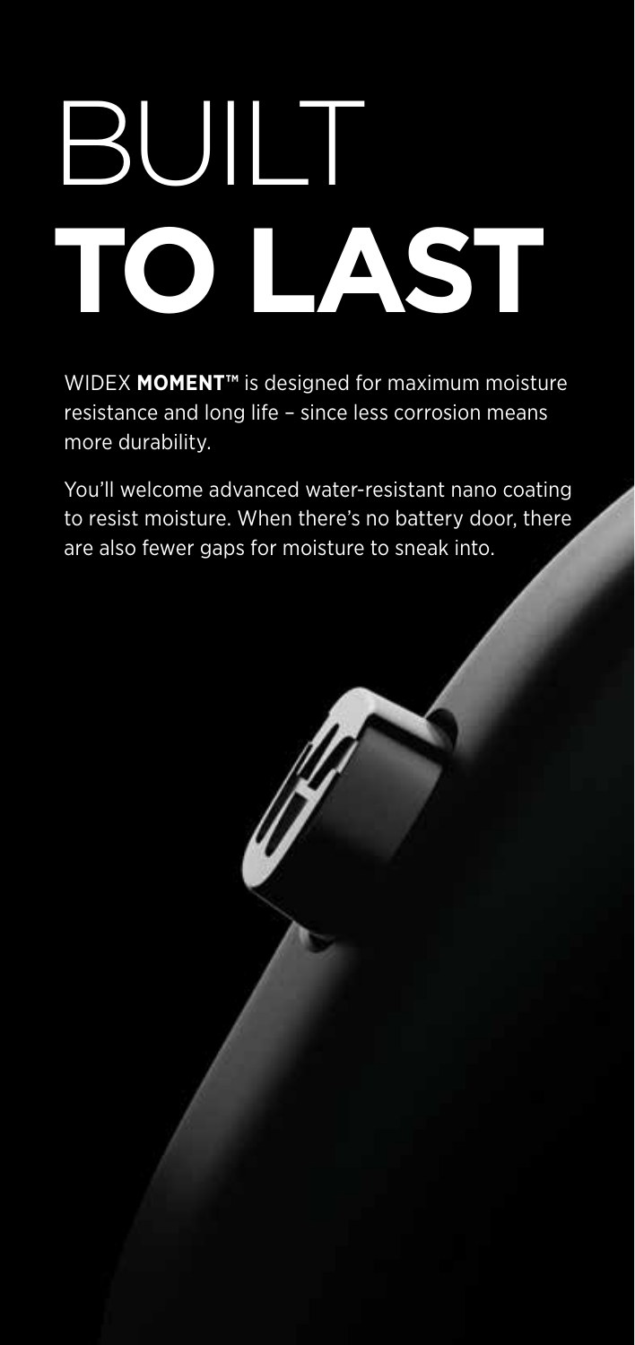# BUILT **TO LAST**

WIDEX **MOMENT™** is designed for maximum moisture resistance and long life – since less corrosion means more durability.

You'll welcome advanced water-resistant nano coating to resist moisture. When there's no battery door, there are also fewer gaps for moisture to sneak into.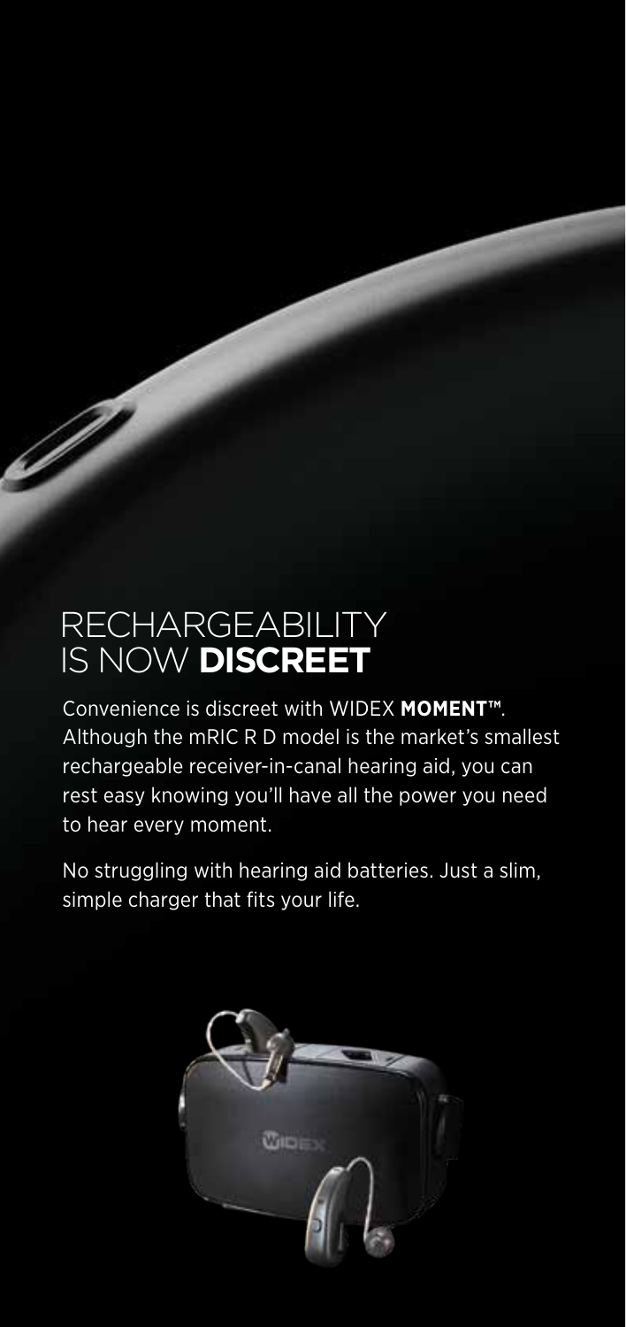# RECHARGEABILITY IS NOW **DISCREET**

Convenience is discreet with WIDEX **MOMENT™**. Although the mRIC R D model is the market's smallest rechargeable receiver-in-canal hearing aid, you can rest easy knowing you'll have all the power you need to hear every moment.

No struggling with hearing aid batteries. Just a slim, simple charger that fits your life.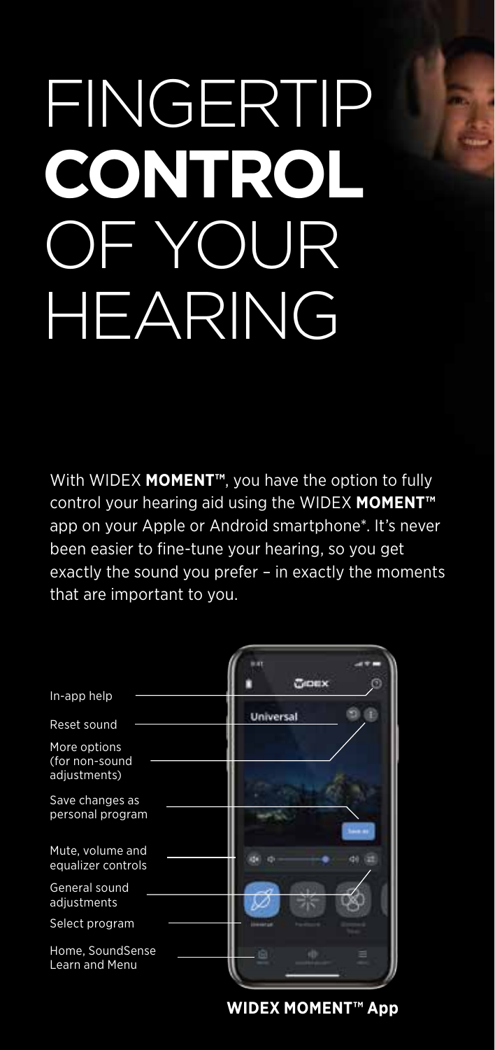# FINGERTIP **CONTROL** OF YOUR HEARING

With WIDEX **MOMENT™**, you have the option to fully control your hearing aid using the WIDEX **MOMENT™** app on your Apple or Android smartphone*. It's never been easier to fine-tune your hearing, so you get exactly the sound you prefer – in exactly the moments that are important to you.

- In-app help
- Reset sound
- More options (for non-sound adjustments)
- Save changes as personal program
- Mute, volume and equalizer controls
- General sound adjustments
- Select program
- Home, SoundSense Learn and Menu

**WIDEX MOMENT™ App**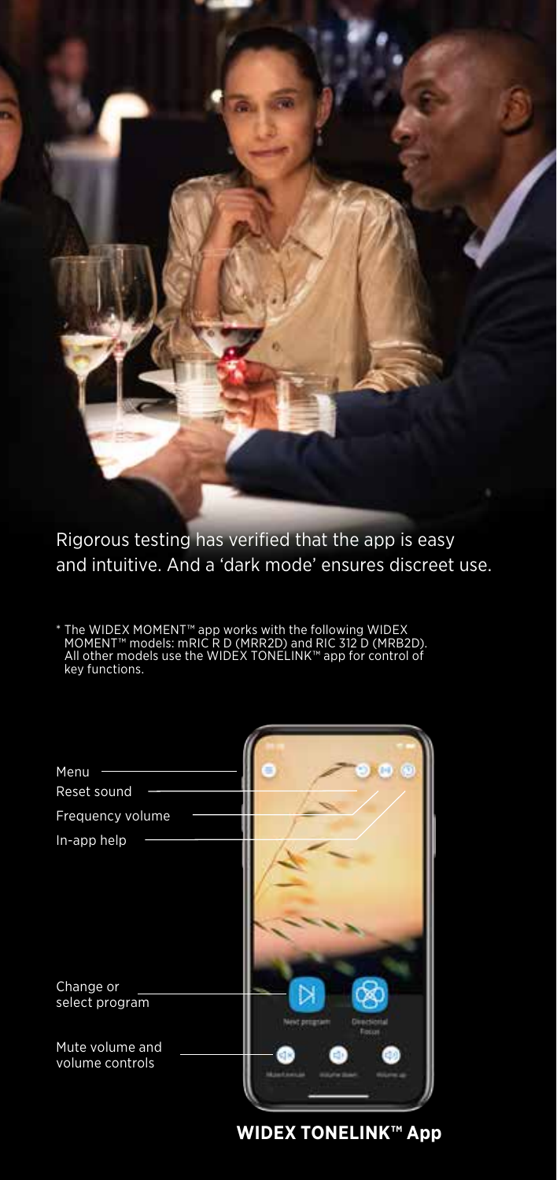Rigorous testing has verified that the app is easy and intuitive. And a 'dark mode' ensures discreet use.

* The WIDEX MOMENT™ app works with the following WIDEX MOMENT™ models: mRIC R D (MRR2D) and RIC 312 D (MRB2D). All other models use the WIDEX TONELINK™ app for control of key functions.

Menu

Reset sound

Frequency volume

In-app help

Change or select program

Mute volume and volume controls

**WIDEX TONELINK™ App**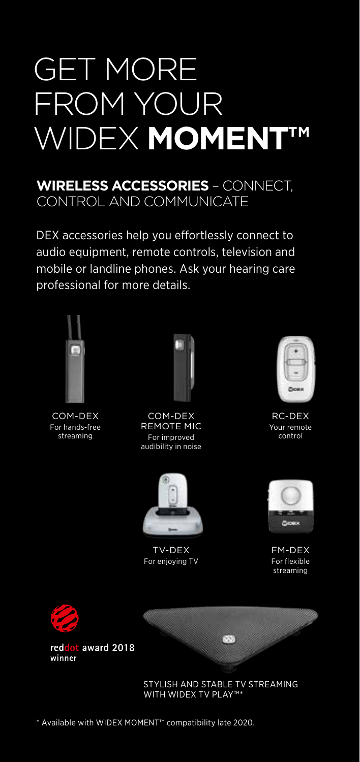# GET MORE FROM YOUR WIDEX **MOMENT™**

## **WIRELESS ACCESSORIES** – CONNECT, CONTROL AND COMMUNICATE

DEX accessories help you effortlessly connect to audio equipment, remote controls, television and mobile or landline phones. Ask your hearing care professional for more details.

COM-DEX
For hands-free streaming

COM-DEX REMOTE MIC
For improved audibility in noise

RC-DEX
Your remote control

TV-DEX
For enjoying TV

FM-DEX
For flexible streaming

reddot award 2018 winner

STYLISH AND STABLE TV STREAMING WITH WIDEX TV PLAY™*

\* Available with WIDEX MOMENT™ compatibility late 2020.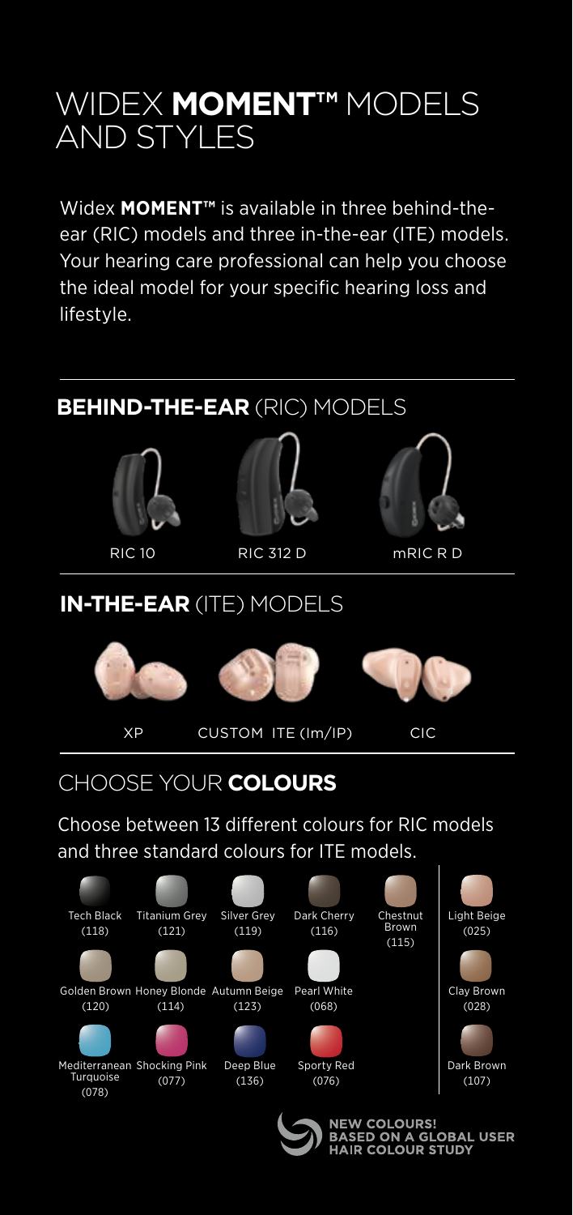# WIDEX **MOMENT™** MODELS AND STYLES

Widex **MOMENT™** is available in three behind-the-ear (RIC) models and three in-the-ear (ITE) models. Your hearing care professional can help you choose the ideal model for your specific hearing loss and lifestyle.

## **BEHIND-THE-EAR** (RIC) MODELS

RIC 10

RIC 312 D

mRIC R D

## **IN-THE-EAR** (ITE) MODELS

XP

CUSTOM ITE (Im/IP)

CIC

## CHOOSE YOUR **COLOURS**

Choose between 13 different colours for RIC models and three standard colours for ITE models.

RIC colours:

- Tech Black (118)
- Titanium Grey (121)
- Silver Grey (119)
- Dark Cherry (116)
- Chestnut Brown (115)
- Golden Brown (120)
- Honey Blonde (114)
- Autumn Beige (123)
- Pearl White (068)
- Mediterranean Turquoise (078)
- Shocking Pink (077)
- Deep Blue (136)
- Sporty Red (076)

ITE colours:

- Light Beige (025)
- Clay Brown (028)
- Dark Brown (107)

**NEW COLOURS! BASED ON A GLOBAL USER HAIR COLOUR STUDY**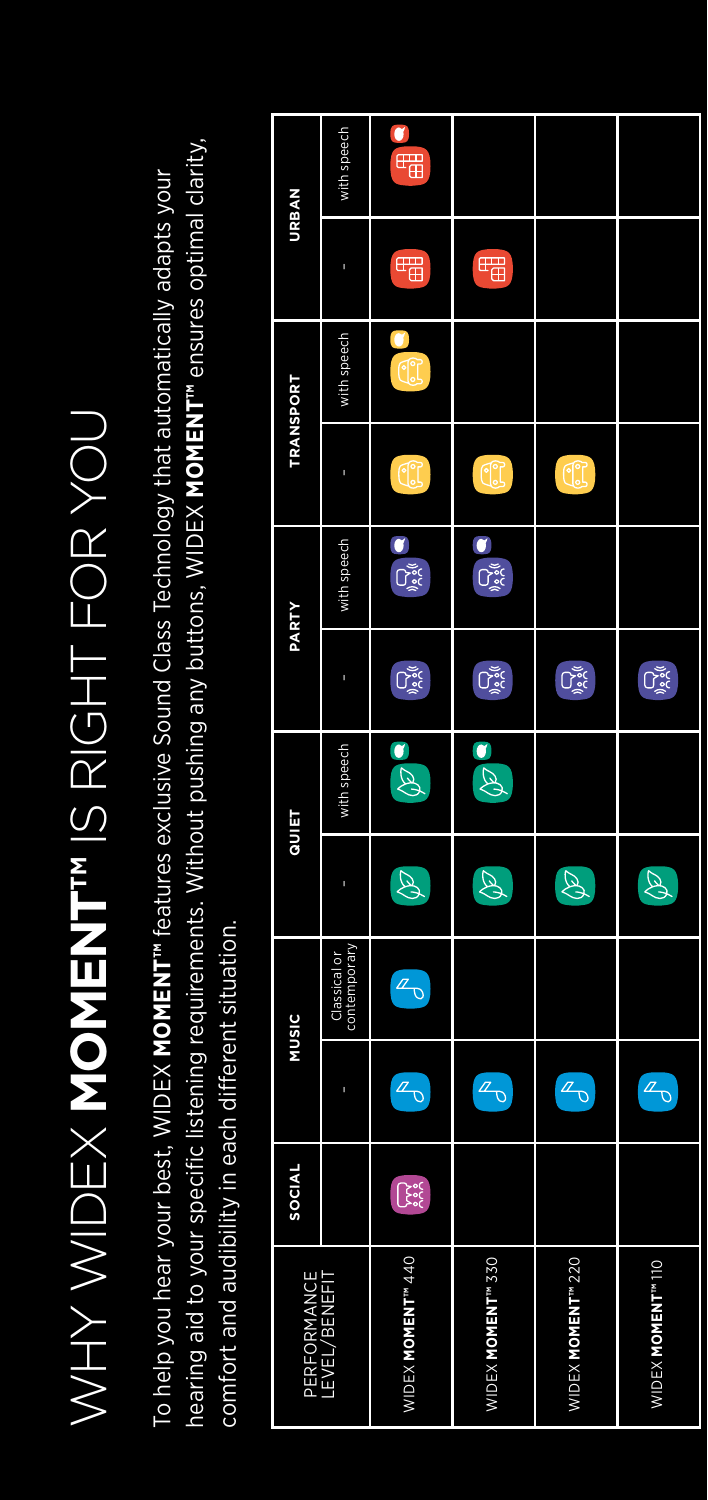# WHY WIDEX **MOMENT™** IS RIGHT FOR YOU

To help you hear your best, WIDEX **MOMENT™** features exclusive Sound Class Technology that automatically adapts your hearing aid to your specific listening requirements. Without pushing any buttons, WIDEX **MOMENT™** ensures optimal clarity, comfort and audibility in each different situation.

| PERFORMANCE LEVEL/BENEFIT | SOCIAL | MUSIC | | QUIET | | PARTY | | TRANSPORT | | URBAN | |
|---|---|---|---|---|---|---|---|---|---|---|---|
| | | - | Classical or contemporary | - | with speech | - | with speech | - | with speech | - | with speech |
| WIDEX **MOMENT™** 440 | ✓ | ✓ | ✓ | ✓ | ✓ | ✓ | ✓ | ✓ | ✓ | ✓ | ✓ |
| WIDEX **MOMENT™** 330 | | ✓ | | ✓ | ✓ | ✓ | ✓ | ✓ | | ✓ | |
| WIDEX **MOMENT™** 220 | | ✓ | | ✓ | | ✓ | | ✓ | | | |
| WIDEX **MOMENT™** 110 | | ✓ | | ✓ | | ✓ | | | | | |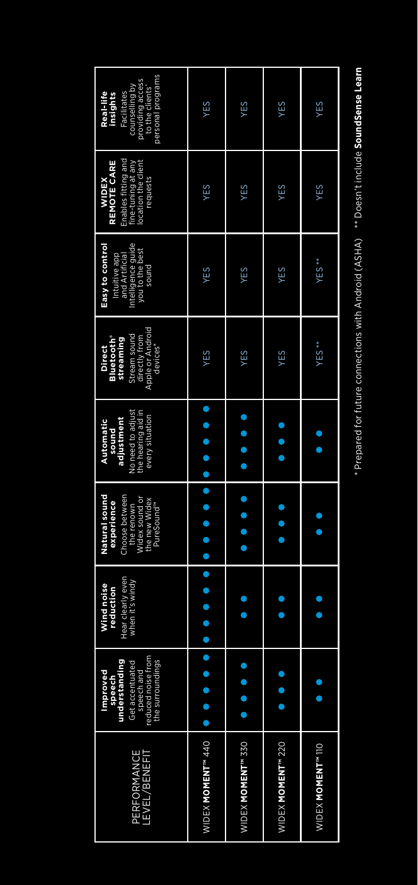| PERFORMANCE LEVEL/BENEFIT | **Improved speech understanding** Get accentuated speech and reduced noise from the surroundings | **Wind noise reduction** Hear clearly even when it's windy | **Natural sound experience** Choose between the renown Widex sound or the new Widex PureSound™ | **Automatic sound adjustment** No need to adjust the hearing aid in every situation | **Direct Bluetooth® streaming** Stream sound directly from Apple or Android devices* | **Easy to control** Intuitive app and Artificial Intelligence guide you to the best sound | **WIDEX REMOTE CARE** Enables fitting and fine-tuning at any location the client requests | **Real-life insights** Facilitates counselling by providing access to the clients' personal programs |
|---|---|---|---|---|---|---|---|---|
| WIDEX **MOMENT™** 440 | ●●●●● | ●●●●● | ●●●●● | ●●●●● | YES | YES | YES | YES |
| WIDEX **MOMENT™** 330 | ●●●● | ●● | ●●●● | ●●●● | YES | YES | YES | YES |
| WIDEX **MOMENT™** 220 | ●●● | ●● | ●●● | ●●● | YES | YES | YES | YES |
| WIDEX **MOMENT™** 110 | ●● | ●● | ●● | ●● | YES** | YES** | YES | YES |

\* Prepared for future connections with Android (ASHA) \*\* Doesn't include **SoundSense Learn**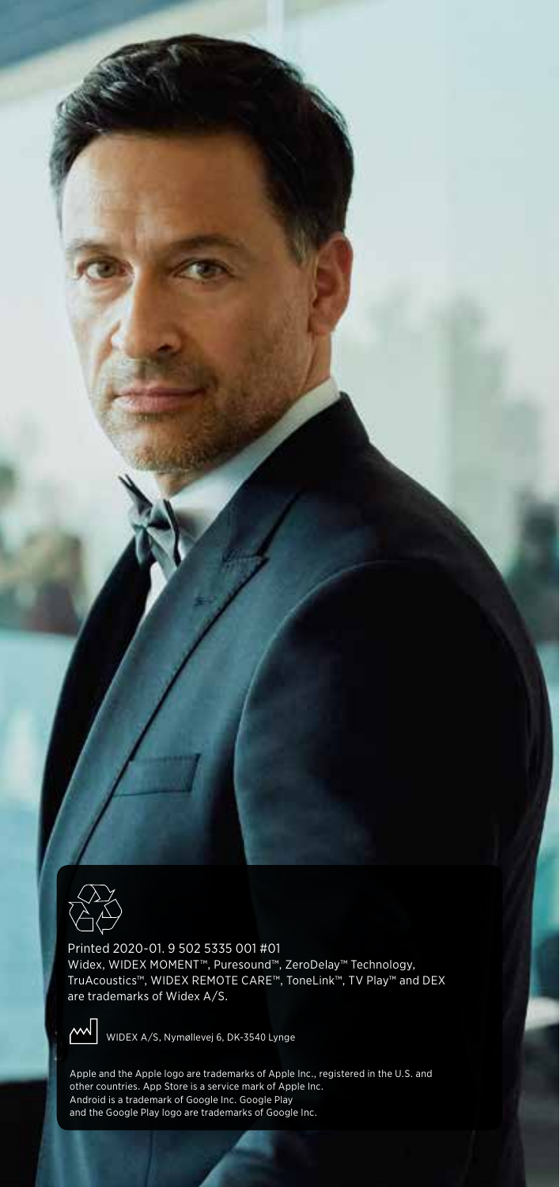Printed 2020-01. 9 502 5335 001 #01
Widex, WIDEX MOMENT™, Puresound™, ZeroDelay™ Technology, TruAcoustics™, WIDEX REMOTE CARE™, ToneLink™, TV Play™ and DEX are trademarks of Widex A/S.

WIDEX A/S, Nymøllevej 6, DK-3540 Lynge

Apple and the Apple logo are trademarks of Apple Inc., registered in the U.S. and other countries. App Store is a service mark of Apple Inc.
Android is a trademark of Google Inc. Google Play and the Google Play logo are trademarks of Google Inc.